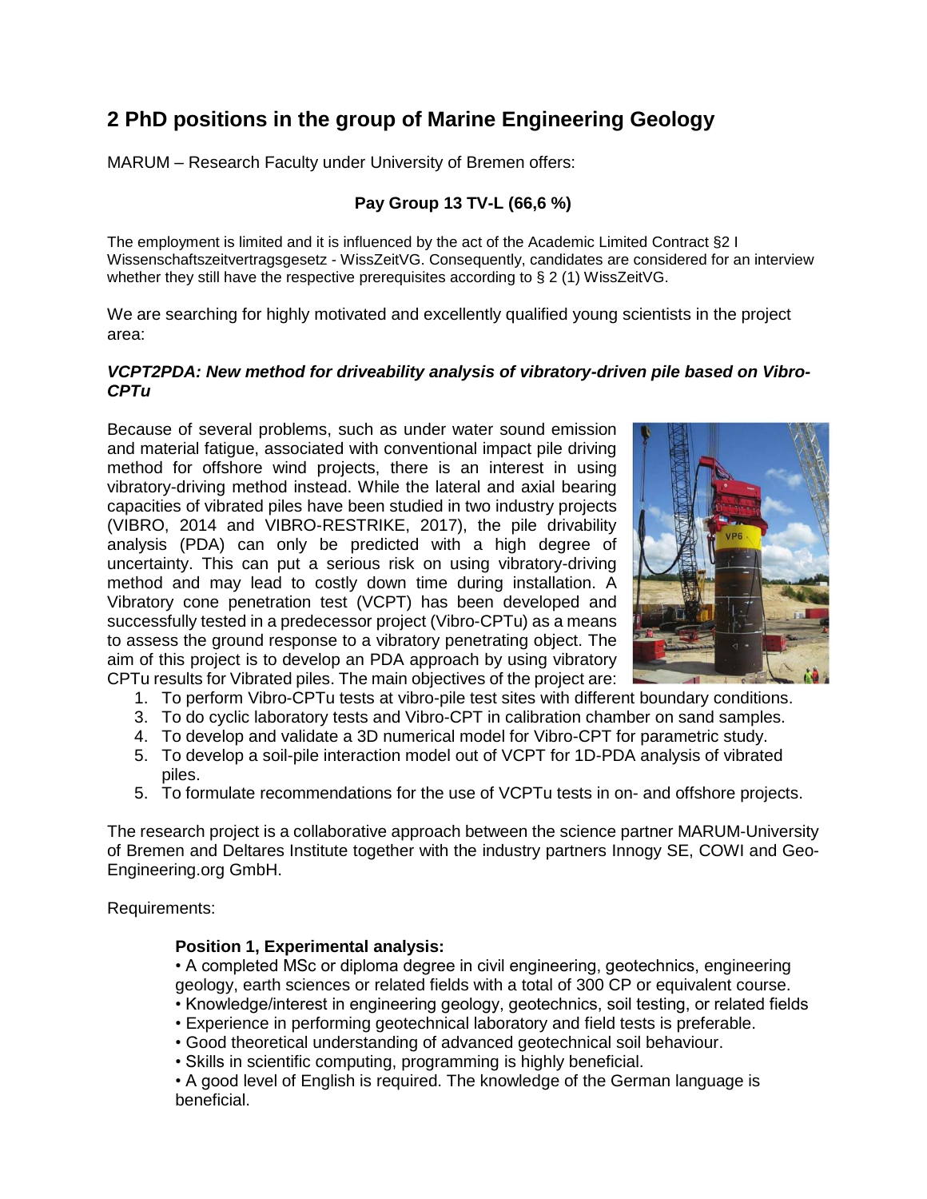# 2 PhD positions in the group of Marine Engineering Geology

MARUM – Research Faculty under University of Bremen offers:

**Pay Group 13 TV-L (66,6 %)**

The employment is limited and it is influenced by the act of the Academic Limited Contract §2 I Wissenschaftszeitvertragsgesetz - WissZeitVG. Consequently, candidates are considered for an interview whether they still have the respective prerequisites according to § 2 (1) WissZeitVG.

We are searching for highly motivated and excellently qualified young scientists in the project area:

***VCPT2PDA: New method for driveability analysis of vibratory-driven pile based on Vibro-CPTu***

Because of several problems, such as under water sound emission and material fatigue, associated with conventional impact pile driving method for offshore wind projects, there is an interest in using vibratory-driving method instead. While the lateral and axial bearing capacities of vibrated piles have been studied in two industry projects (VIBRO, 2014 and VIBRO-RESTRIKE, 2017), the pile drivability analysis (PDA) can only be predicted with a high degree of uncertainty. This can put a serious risk on using vibratory-driving method and may lead to costly down time during installation. A Vibratory cone penetration test (VCPT) has been developed and successfully tested in a predecessor project (Vibro-CPTu) as a means to assess the ground response to a vibratory penetrating object. The aim of this project is to develop an PDA approach by using vibratory CPTu results for Vibrated piles. The main objectives of the project are:

1. To perform Vibro-CPTu tests at vibro-pile test sites with different boundary conditions.
3. To do cyclic laboratory tests and Vibro-CPT in calibration chamber on sand samples.
4. To develop and validate a 3D numerical model for Vibro-CPT for parametric study.
5. To develop a soil-pile interaction model out of VCPT for 1D-PDA analysis of vibrated piles.
5. To formulate recommendations for the use of VCPTu tests in on- and offshore projects.

The research project is a collaborative approach between the science partner MARUM-University of Bremen and Deltares Institute together with the industry partners Innogy SE, COWI and Geo-Engineering.org GmbH.

Requirements:

**Position 1, Experimental analysis:**

- A completed MSc or diploma degree in civil engineering, geotechnics, engineering geology, earth sciences or related fields with a total of 300 CP or equivalent course.
- Knowledge/interest in engineering geology, geotechnics, soil testing, or related fields
- Experience in performing geotechnical laboratory and field tests is preferable.
- Good theoretical understanding of advanced geotechnical soil behaviour.
- Skills in scientific computing, programming is highly beneficial.
- A good level of English is required. The knowledge of the German language is beneficial.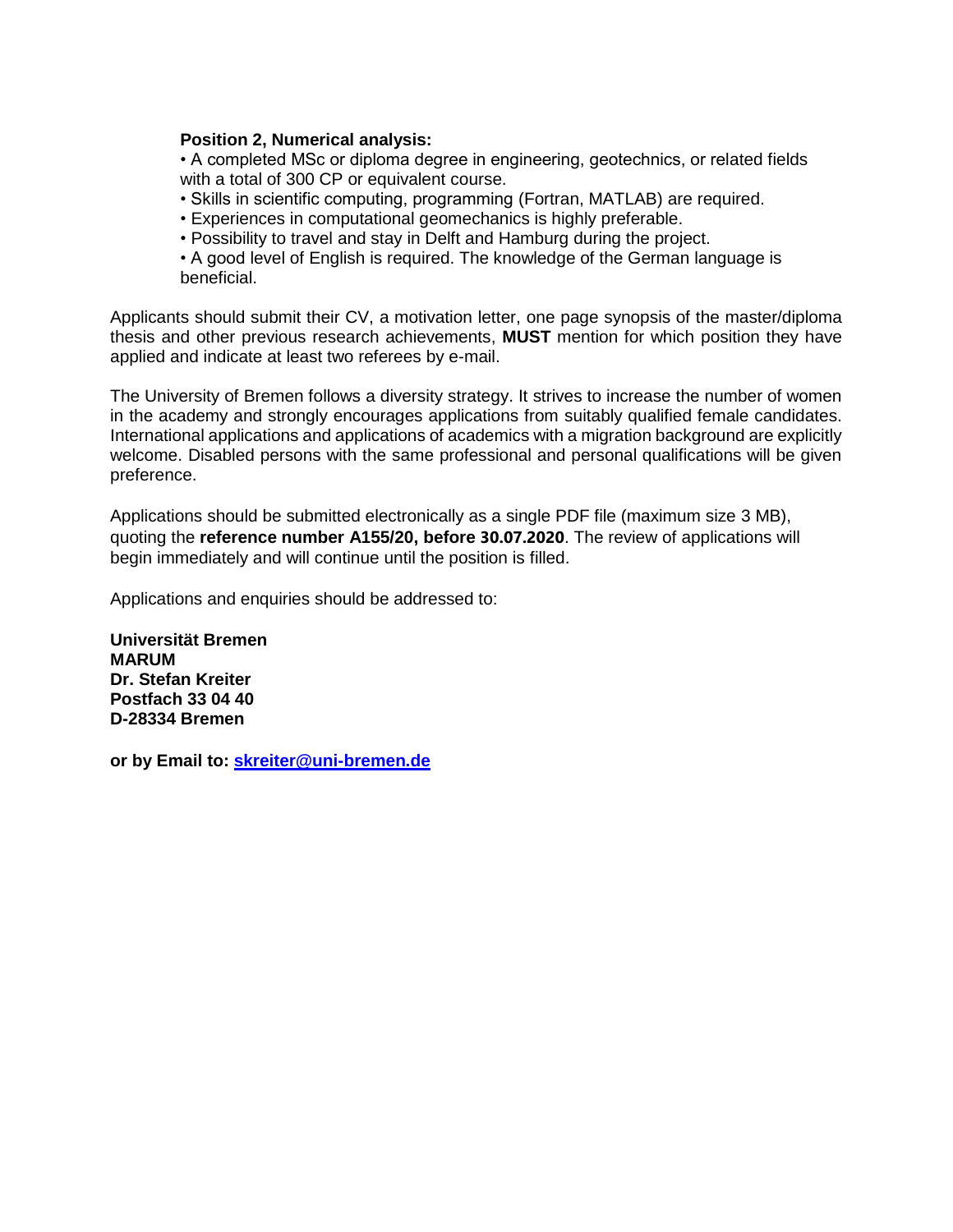**Position 2, Numerical analysis:**

- A completed MSc or diploma degree in engineering, geotechnics, or related fields with a total of 300 CP or equivalent course.
- Skills in scientific computing, programming (Fortran, MATLAB) are required.
- Experiences in computational geomechanics is highly preferable.
- Possibility to travel and stay in Delft and Hamburg during the project.
- A good level of English is required. The knowledge of the German language is beneficial.

Applicants should submit their CV, a motivation letter, one page synopsis of the master/diploma thesis and other previous research achievements, **MUST** mention for which position they have applied and indicate at least two referees by e-mail.

The University of Bremen follows a diversity strategy. It strives to increase the number of women in the academy and strongly encourages applications from suitably qualified female candidates. International applications and applications of academics with a migration background are explicitly welcome. Disabled persons with the same professional and personal qualifications will be given preference.

Applications should be submitted electronically as a single PDF file (maximum size 3 MB), quoting the **reference number A155/20, before 30.07.2020**. The review of applications will begin immediately and will continue until the position is filled.

Applications and enquiries should be addressed to:

**Universität Bremen**
**MARUM**
**Dr. Stefan Kreiter**
**Postfach 33 04 40**
**D-28334 Bremen**

**or by Email to: skreiter@uni-bremen.de**